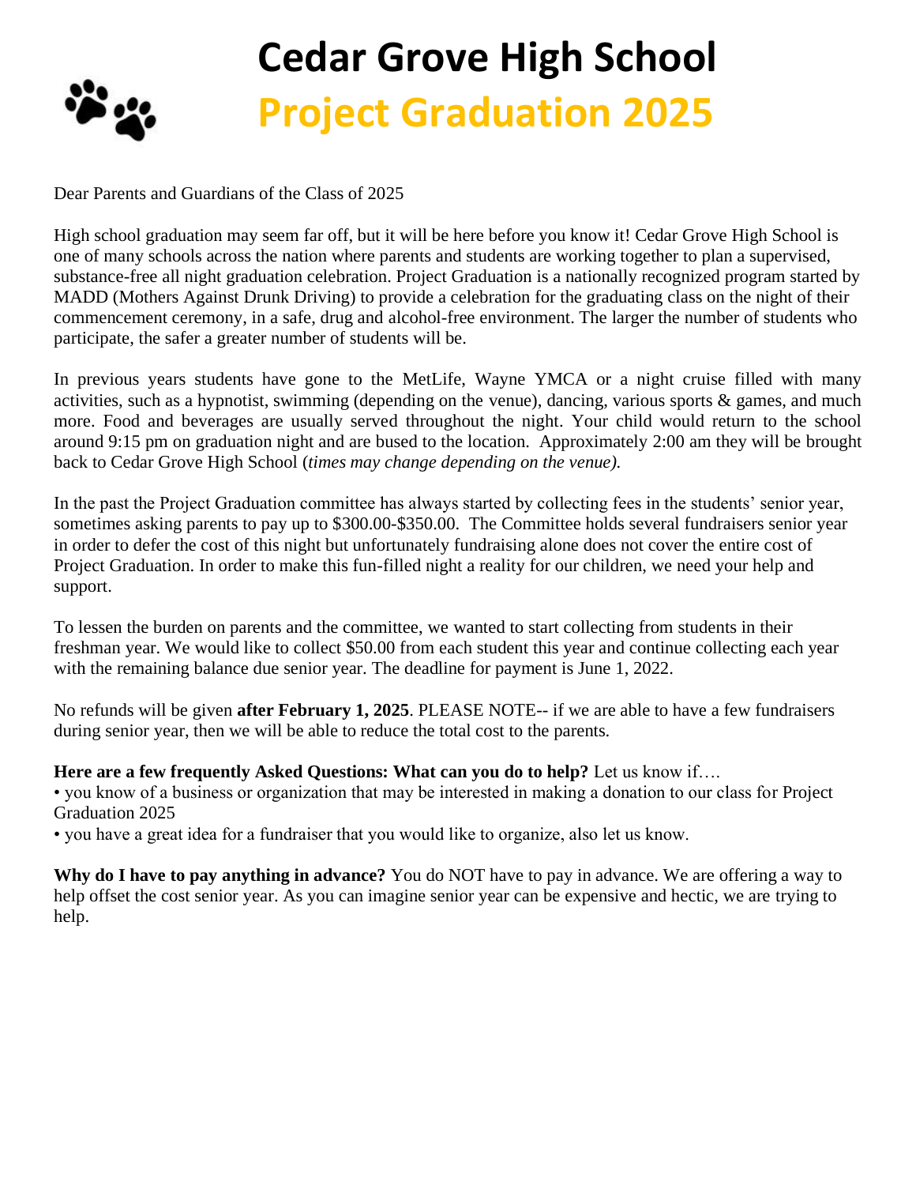# Cedar Grove High School

## Project Graduation 2025

Dear Parents and Guardians of the Class of 2025

High school graduation may seem far off, but it will be here before you know it! Cedar Grove High School is one of many schools across the nation where parents and students are working together to plan a supervised, substance-free all night graduation celebration. Project Graduation is a nationally recognized program started by MADD (Mothers Against Drunk Driving) to provide a celebration for the graduating class on the night of their commencement ceremony, in a safe, drug and alcohol-free environment. The larger the number of students who participate, the safer a greater number of students will be.

In previous years students have gone to the MetLife, Wayne YMCA or a night cruise filled with many activities, such as a hypnotist, swimming (depending on the venue), dancing, various sports & games, and much more. Food and beverages are usually served throughout the night. Your child would return to the school around 9:15 pm on graduation night and are bused to the location. Approximately 2:00 am they will be brought back to Cedar Grove High School (*times may change depending on the venue).*

In the past the Project Graduation committee has always started by collecting fees in the students' senior year, sometimes asking parents to pay up to $300.00-$350.00. The Committee holds several fundraisers senior year in order to defer the cost of this night but unfortunately fundraising alone does not cover the entire cost of Project Graduation. In order to make this fun-filled night a reality for our children, we need your help and support.

To lessen the burden on parents and the committee, we wanted to start collecting from students in their freshman year. We would like to collect $50.00 from each student this year and continue collecting each year with the remaining balance due senior year. The deadline for payment is June 1, 2022.

No refunds will be given **after February 1, 2025**. PLEASE NOTE-- if we are able to have a few fundraisers during senior year, then we will be able to reduce the total cost to the parents.

**Here are a few frequently Asked Questions: What can you do to help?** Let us know if….

- you know of a business or organization that may be interested in making a donation to our class for Project Graduation 2025
- you have a great idea for a fundraiser that you would like to organize, also let us know.

**Why do I have to pay anything in advance?** You do NOT have to pay in advance. We are offering a way to help offset the cost senior year. As you can imagine senior year can be expensive and hectic, we are trying to help.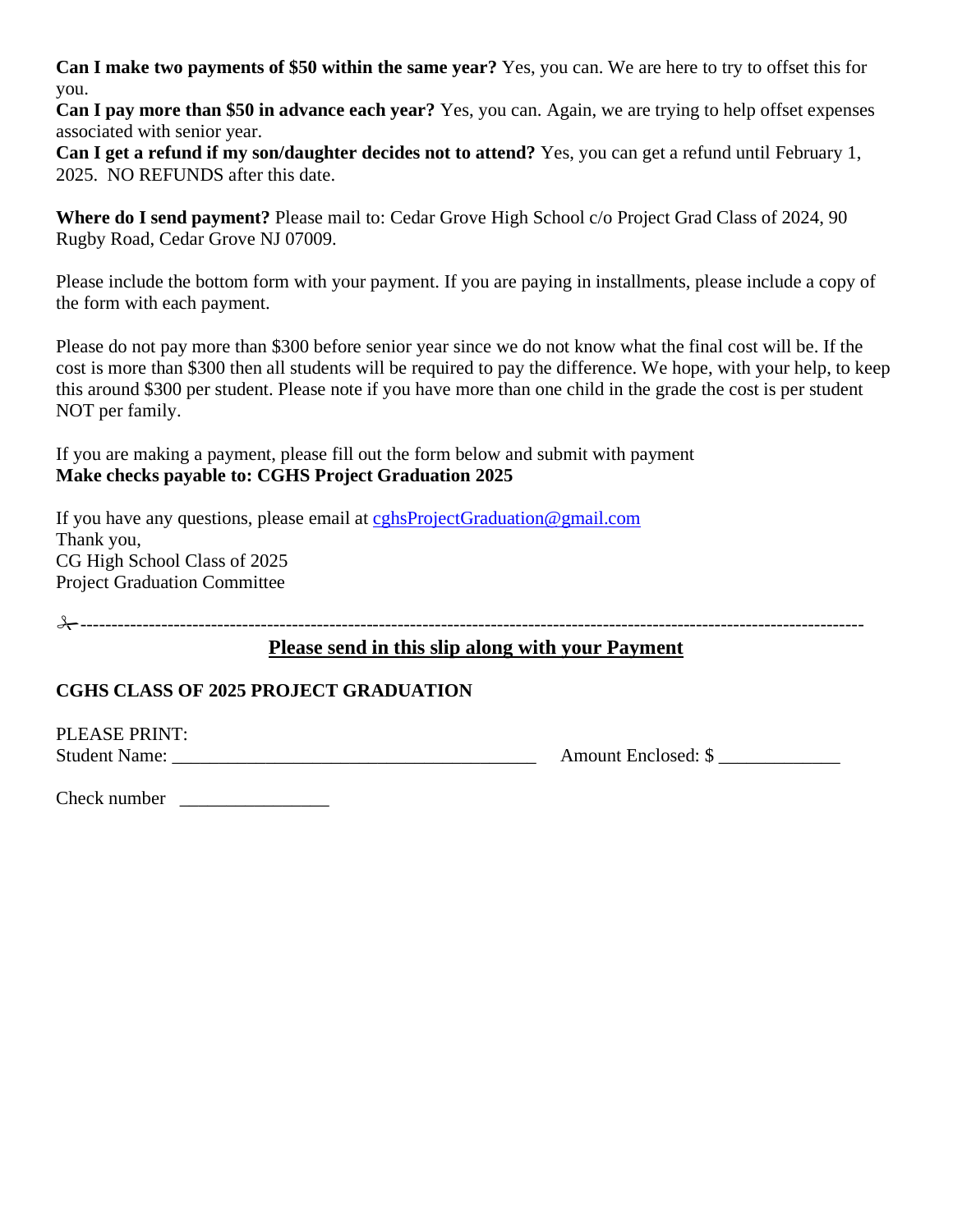**Can I make two payments of $50 within the same year?** Yes, you can. We are here to try to offset this for you.
**Can I pay more than $50 in advance each year?** Yes, you can. Again, we are trying to help offset expenses associated with senior year.
**Can I get a refund if my son/daughter decides not to attend?** Yes, you can get a refund until February 1, 2025. NO REFUNDS after this date.

**Where do I send payment?** Please mail to: Cedar Grove High School c/o Project Grad Class of 2024, 90 Rugby Road, Cedar Grove NJ 07009.

Please include the bottom form with your payment. If you are paying in installments, please include a copy of the form with each payment.

Please do not pay more than $300 before senior year since we do not know what the final cost will be. If the cost is more than $300 then all students will be required to pay the difference. We hope, with your help, to keep this around $300 per student. Please note if you have more than one child in the grade the cost is per student NOT per family.

If you are making a payment, please fill out the form below and submit with payment
**Make checks payable to: CGHS Project Graduation 2025**

If you have any questions, please email at cghsProjectGraduation@gmail.com
Thank you,
CG High School Class of 2025
Project Graduation Committee

✂------------------------------------------------------------------------------------------------------------------------------

**Please send in this slip along with your Payment**

**CGHS CLASS OF 2025 PROJECT GRADUATION**

PLEASE PRINT:
Student Name: _______________________________________ Amount Enclosed: $ _____________

Check number ________________